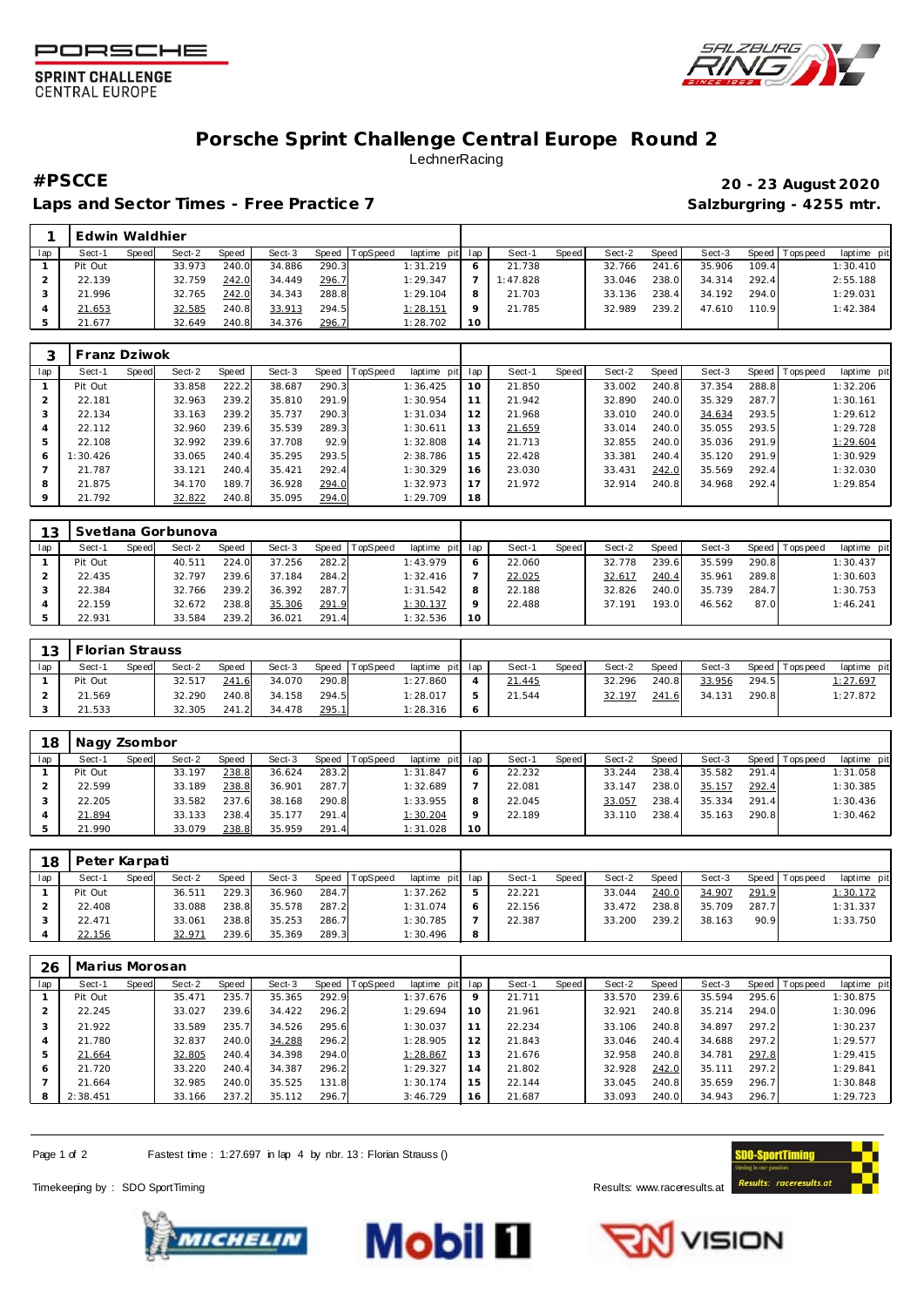# Porsche Sprint Challenge Central Europe Round 2

LechnerRacing

**#PSCCE** — **20 - 23 August 2020**

**Laps and Sector Times - Free Practice 7** — **Salzburgring - 4255 mtr.**

### 1 Edwin Waldhier

| lap | Sect-1 | Speed | Sect-2 | Speed | Sect-3 | Speed | TopSpeed | laptime pit | lap | Sect-1 | Speed | Sect-2 | Speed | Sect-3 | Speed | Topspeed | laptime pit |
|---|---|---|---|---|---|---|---|---|---|---|---|---|---|---|---|---|---|
| 1 | Pit Out | | 33.973 | 240.0 | 34.886 | 290.3 | | 1:31.219 | 6 | 21.738 | | 32.766 | 241.6 | 35.906 | 109.4 | | 1:30.410 |
| 2 | 22.139 | | 32.759 | 242.0 | 34.449 | 296.7 | | 1:29.347 | 7 | 1:47.828 | | 33.046 | 238.0 | 34.314 | 292.4 | | 2:55.188 |
| 3 | 21.996 | | 32.765 | 242.0 | 34.343 | 288.8 | | 1:29.104 | 8 | 21.703 | | 33.136 | 238.4 | 34.192 | 294.0 | | 1:29.031 |
| 4 | 21.653 | | 32.585 | 240.8 | 33.913 | 294.5 | | 1:28.151 | 9 | 21.785 | | 32.989 | 239.2 | 47.610 | 110.9 | | 1:42.384 |
| 5 | 21.677 | | 32.649 | 240.8 | 34.376 | 296.7 | | 1:28.702 | 10 | | | | | | | | |

### 3 Franz Dziwok

| lap | Sect-1 | Speed | Sect-2 | Speed | Sect-3 | Speed | TopSpeed | laptime pit | lap | Sect-1 | Speed | Sect-2 | Speed | Sect-3 | Speed | Topspeed | laptime pit |
|---|---|---|---|---|---|---|---|---|---|---|---|---|---|---|---|---|---|
| 1 | Pit Out | | 33.858 | 222.2 | 38.687 | 290.3 | | 1:36.425 | 10 | 21.850 | | 33.002 | 240.8 | 37.354 | 288.8 | | 1:32.206 |
| 2 | 22.181 | | 32.963 | 239.2 | 35.810 | 291.9 | | 1:30.954 | 11 | 21.942 | | 32.890 | 240.0 | 35.329 | 287.7 | | 1:30.161 |
| 3 | 22.134 | | 33.163 | 239.2 | 35.737 | 290.3 | | 1:31.034 | 12 | 21.968 | | 33.010 | 240.0 | 34.634 | 293.5 | | 1:29.612 |
| 4 | 22.112 | | 32.960 | 239.6 | 35.539 | 289.3 | | 1:30.611 | 13 | 21.659 | | 33.014 | 240.0 | 35.055 | 293.5 | | 1:29.728 |
| 5 | 22.108 | | 32.992 | 239.6 | 37.708 | 92.9 | | 1:32.808 | 14 | 21.713 | | 32.855 | 240.0 | 35.036 | 291.9 | | 1:29.604 |
| 6 | 1:30.426 | | 33.065 | 240.4 | 35.295 | 293.5 | | 2:38.786 | 15 | 22.428 | | 33.381 | 240.4 | 35.120 | 291.9 | | 1:30.929 |
| 7 | 21.787 | | 33.121 | 240.4 | 35.421 | 292.4 | | 1:30.329 | 16 | 23.030 | | 33.431 | 242.0 | 35.569 | 292.4 | | 1:32.030 |
| 8 | 21.875 | | 34.170 | 189.7 | 36.928 | 294.0 | | 1:32.973 | 17 | 21.972 | | 32.914 | 240.8 | 34.968 | 292.4 | | 1:29.854 |
| 9 | 21.792 | | 32.822 | 240.8 | 35.095 | 294.0 | | 1:29.709 | 18 | | | | | | | | |

### 13 Svetlana Gorbunova

| lap | Sect-1 | Speed | Sect-2 | Speed | Sect-3 | Speed | TopSpeed | laptime pit | lap | Sect-1 | Speed | Sect-2 | Speed | Sect-3 | Speed | Topspeed | laptime pit |
|---|---|---|---|---|---|---|---|---|---|---|---|---|---|---|---|---|---|
| 1 | Pit Out | | 40.511 | 224.0 | 37.256 | 282.2 | | 1:43.979 | 6 | 22.060 | | 32.778 | 239.6 | 35.599 | 290.8 | | 1:30.437 |
| 2 | 22.435 | | 32.797 | 239.6 | 37.184 | 284.2 | | 1:32.416 | 7 | 22.025 | | 32.617 | 240.4 | 35.961 | 289.8 | | 1:30.603 |
| 3 | 22.384 | | 32.766 | 239.2 | 36.392 | 287.7 | | 1:31.542 | 8 | 22.188 | | 32.826 | 240.0 | 35.739 | 284.7 | | 1:30.753 |
| 4 | 22.159 | | 32.672 | 238.8 | 35.306 | 291.9 | | 1:30.137 | 9 | 22.488 | | 37.191 | 193.0 | 46.562 | 87.0 | | 1:46.241 |
| 5 | 22.931 | | 33.584 | 239.2 | 36.021 | 291.4 | | 1:32.536 | 10 | | | | | | | | |

### 13 Florian Strauss

| lap | Sect-1 | Speed | Sect-2 | Speed | Sect-3 | Speed | TopSpeed | laptime pit | lap | Sect-1 | Speed | Sect-2 | Speed | Sect-3 | Speed | Topspeed | laptime pit |
|---|---|---|---|---|---|---|---|---|---|---|---|---|---|---|---|---|---|
| 1 | Pit Out | | 32.517 | 241.6 | 34.070 | 290.8 | | 1:27.860 | 4 | 21.445 | | 32.296 | 240.8 | 33.956 | 294.5 | | 1:27.697 |
| 2 | 21.569 | | 32.290 | 240.8 | 34.158 | 294.5 | | 1:28.017 | 5 | 21.544 | | 32.197 | 241.6 | 34.131 | 290.8 | | 1:27.872 |
| 3 | 21.533 | | 32.305 | 241.2 | 34.478 | 295.1 | | 1:28.316 | 6 | | | | | | | | |

### 18 Nagy Zsombor

| lap | Sect-1 | Speed | Sect-2 | Speed | Sect-3 | Speed | TopSpeed | laptime pit | lap | Sect-1 | Speed | Sect-2 | Speed | Sect-3 | Speed | Topspeed | laptime pit |
|---|---|---|---|---|---|---|---|---|---|---|---|---|---|---|---|---|---|
| 1 | Pit Out | | 33.197 | 238.8 | 36.624 | 283.2 | | 1:31.847 | 6 | 22.232 | | 33.244 | 238.4 | 35.582 | 291.4 | | 1:31.058 |
| 2 | 22.599 | | 33.189 | 238.8 | 36.901 | 287.7 | | 1:32.689 | 7 | 22.081 | | 33.147 | 238.0 | 35.157 | 292.4 | | 1:30.385 |
| 3 | 22.205 | | 33.582 | 237.6 | 38.168 | 290.8 | | 1:33.955 | 8 | 22.045 | | 33.057 | 238.4 | 35.334 | 291.4 | | 1:30.436 |
| 4 | 21.894 | | 33.133 | 238.4 | 35.177 | 291.4 | | 1:30.204 | 9 | 22.189 | | 33.110 | 238.4 | 35.163 | 290.8 | | 1:30.462 |
| 5 | 21.990 | | 33.079 | 238.8 | 35.959 | 291.4 | | 1:31.028 | 10 | | | | | | | | |

### 18 Peter Karpati

| lap | Sect-1 | Speed | Sect-2 | Speed | Sect-3 | Speed | TopSpeed | laptime pit | lap | Sect-1 | Speed | Sect-2 | Speed | Sect-3 | Speed | Topspeed | laptime pit |
|---|---|---|---|---|---|---|---|---|---|---|---|---|---|---|---|---|---|
| 1 | Pit Out | | 36.511 | 229.3 | 36.960 | 284.7 | | 1:37.262 | 5 | 22.221 | | 33.044 | 240.0 | 34.907 | 291.9 | | 1:30.172 |
| 2 | 22.408 | | 33.088 | 238.8 | 35.578 | 287.2 | | 1:31.074 | 6 | 22.156 | | 33.472 | 238.8 | 35.709 | 287.7 | | 1:31.337 |
| 3 | 22.471 | | 33.061 | 238.8 | 35.253 | 286.7 | | 1:30.785 | 7 | 22.387 | | 33.200 | 239.2 | 38.163 | 90.9 | | 1:33.750 |
| 4 | 22.156 | | 32.971 | 239.6 | 35.369 | 289.3 | | 1:30.496 | 8 | | | | | | | | |

### 26 Marius Morosan

| lap | Sect-1 | Speed | Sect-2 | Speed | Sect-3 | Speed | TopSpeed | laptime pit | lap | Sect-1 | Speed | Sect-2 | Speed | Sect-3 | Speed | Topspeed | laptime pit |
|---|---|---|---|---|---|---|---|---|---|---|---|---|---|---|---|---|---|
| 1 | Pit Out | | 35.471 | 235.7 | 35.365 | 292.9 | | 1:37.676 | 9 | 21.711 | | 33.570 | 239.6 | 35.594 | 295.6 | | 1:30.875 |
| 2 | 22.245 | | 33.027 | 239.6 | 34.422 | 296.2 | | 1:29.694 | 10 | 21.961 | | 32.921 | 240.8 | 35.214 | 294.0 | | 1:30.096 |
| 3 | 21.922 | | 33.589 | 235.7 | 34.526 | 295.6 | | 1:30.037 | 11 | 22.234 | | 33.106 | 240.8 | 34.897 | 297.2 | | 1:30.237 |
| 4 | 21.780 | | 32.837 | 240.0 | 34.288 | 296.2 | | 1:28.905 | 12 | 21.843 | | 33.046 | 240.4 | 34.688 | 297.2 | | 1:29.577 |
| 5 | 21.664 | | 32.805 | 240.4 | 34.398 | 294.0 | | 1:28.867 | 13 | 21.676 | | 32.958 | 240.8 | 34.781 | 297.8 | | 1:29.415 |
| 6 | 21.720 | | 33.220 | 240.4 | 34.387 | 296.2 | | 1:29.327 | 14 | 21.802 | | 32.928 | 242.0 | 35.111 | 297.2 | | 1:29.841 |
| 7 | 21.664 | | 32.985 | 240.0 | 35.525 | 131.8 | | 1:30.174 | 15 | 22.144 | | 33.045 | 240.8 | 35.659 | 296.7 | | 1:30.848 |
| 8 | 2:38.451 | | 33.166 | 237.2 | 35.112 | 296.7 | | 3:46.729 | 16 | 21.687 | | 33.093 | 240.0 | 34.943 | 296.7 | | 1:29.723 |

Fastest time : 1:27.697 in lap 4 by nbr. 13 : Florian Strauss ()

Timekeeping by : SDO SportTiming

Results: www.raceresults.at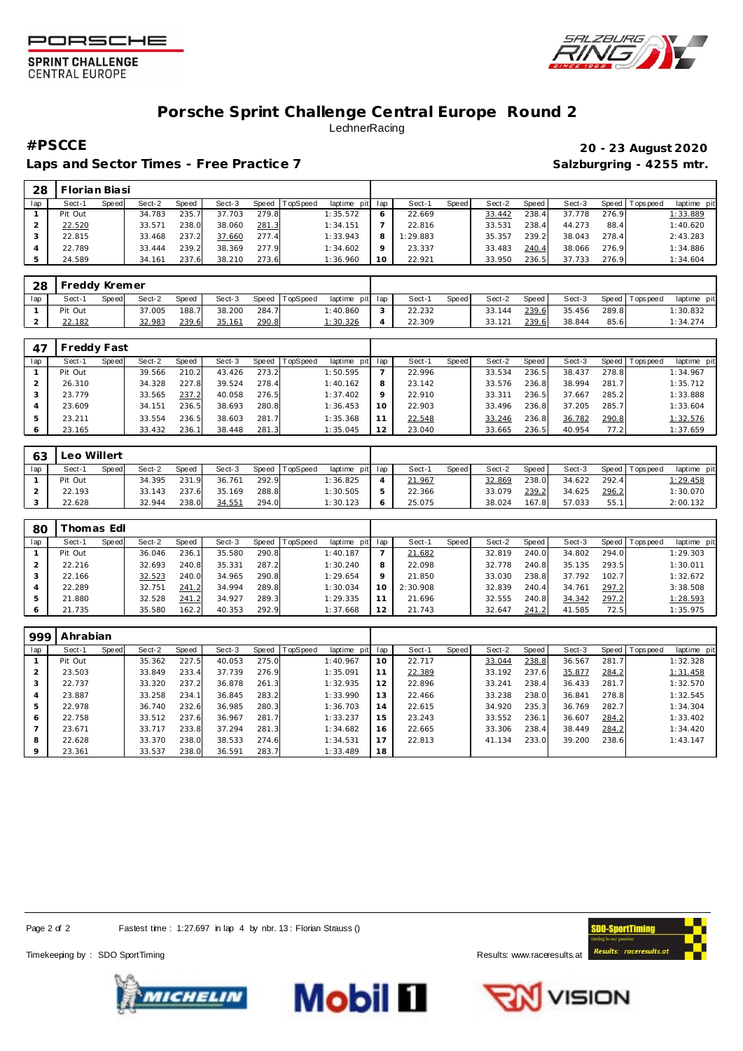# Porsche Sprint Challenge Central Europe Round 2

LechnerRacing

**#PSCCE**

**20 - 23 August 2020**

## Laps and Sector Times - Free Practice 7

**Salzburgring - 4255 mtr.**

### 28 Florian Biasi

| lap | Sect-1 | Speed | Sect-2 | Speed | Sect-3 | Speed | TopSpeed | laptime pit | lap | Sect-1 | Speed | Sect-2 | Speed | Sect-3 | Speed | Topspeed | laptime pit |
|---|---|---|---|---|---|---|---|---|---|---|---|---|---|---|---|---|---|
| 1 | Pit Out | | 34.783 | 235.7 | 37.703 | 279.8 | | 1:35.572 | 6 | 22.669 | | 33.442 | 238.4 | 37.778 | 276.9 | | 1:33.889 |
| 2 | 22.520 | | 33.571 | 238.0 | 38.060 | 281.3 | | 1:34.151 | 7 | 22.816 | | 33.531 | 238.4 | 44.273 | 88.4 | | 1:40.620 |
| 3 | 22.815 | | 33.468 | 237.2 | 37.660 | 277.4 | | 1:33.943 | 8 | 1:29.883 | | 35.357 | 239.2 | 38.043 | 278.4 | | 2:43.283 |
| 4 | 22.789 | | 33.444 | 239.2 | 38.369 | 277.9 | | 1:34.602 | 9 | 23.337 | | 33.483 | 240.4 | 38.066 | 276.9 | | 1:34.886 |
| 5 | 24.589 | | 34.161 | 237.6 | 38.210 | 273.6 | | 1:36.960 | 10 | 22.921 | | 33.950 | 236.5 | 37.733 | 276.9 | | 1:34.604 |

### 28 Freddy Kremer

| lap | Sect-1 | Speed | Sect-2 | Speed | Sect-3 | Speed | TopSpeed | laptime pit | lap | Sect-1 | Speed | Sect-2 | Speed | Sect-3 | Speed | Topspeed | laptime pit |
|---|---|---|---|---|---|---|---|---|---|---|---|---|---|---|---|---|---|
| 1 | Pit Out | | 37.005 | 188.7 | 38.200 | 284.7 | | 1:40.860 | 3 | 22.232 | | 33.144 | 239.6 | 35.456 | 289.8 | | 1:30.832 |
| 2 | 22.182 | | 32.983 | 239.6 | 35.161 | 290.8 | | 1:30.326 | 4 | 22.309 | | 33.121 | 239.6 | 38.844 | 85.6 | | 1:34.274 |

### 47 Freddy Fast

| lap | Sect-1 | Speed | Sect-2 | Speed | Sect-3 | Speed | TopSpeed | laptime pit | lap | Sect-1 | Speed | Sect-2 | Speed | Sect-3 | Speed | Topspeed | laptime pit |
|---|---|---|---|---|---|---|---|---|---|---|---|---|---|---|---|---|---|
| 1 | Pit Out | | 39.566 | 210.2 | 43.426 | 273.2 | | 1:50.595 | 7 | 22.996 | | 33.534 | 236.5 | 38.437 | 278.8 | | 1:34.967 |
| 2 | 26.310 | | 34.328 | 227.8 | 39.524 | 278.4 | | 1:40.162 | 8 | 23.142 | | 33.576 | 236.8 | 38.994 | 281.7 | | 1:35.712 |
| 3 | 23.779 | | 33.565 | 237.2 | 40.058 | 276.5 | | 1:37.402 | 9 | 22.910 | | 33.311 | 236.5 | 37.667 | 285.2 | | 1:33.888 |
| 4 | 23.609 | | 34.151 | 236.5 | 38.693 | 280.8 | | 1:36.453 | 10 | 22.903 | | 33.496 | 236.8 | 37.205 | 285.7 | | 1:33.604 |
| 5 | 23.211 | | 33.554 | 236.5 | 38.603 | 281.7 | | 1:35.368 | 11 | 22.548 | | 33.246 | 236.8 | 36.782 | 290.8 | | 1:32.576 |
| 6 | 23.165 | | 33.432 | 236.1 | 38.448 | 281.3 | | 1:35.045 | 12 | 23.040 | | 33.665 | 236.5 | 40.954 | 77.2 | | 1:37.659 |

### 63 Leo Willert

| lap | Sect-1 | Speed | Sect-2 | Speed | Sect-3 | Speed | TopSpeed | laptime pit | lap | Sect-1 | Speed | Sect-2 | Speed | Sect-3 | Speed | Topspeed | laptime pit |
|---|---|---|---|---|---|---|---|---|---|---|---|---|---|---|---|---|---|
| 1 | Pit Out | | 34.395 | 231.9 | 36.761 | 292.9 | | 1:36.825 | 4 | 21.967 | | 32.869 | 238.0 | 34.622 | 292.4 | | 1:29.458 |
| 2 | 22.193 | | 33.143 | 237.6 | 35.169 | 288.8 | | 1:30.505 | 5 | 22.366 | | 33.079 | 239.2 | 34.625 | 296.2 | | 1:30.070 |
| 3 | 22.628 | | 32.944 | 238.0 | 34.551 | 294.0 | | 1:30.123 | 6 | 25.075 | | 38.024 | 167.8 | 57.033 | 55.1 | | 2:00.132 |

### 80 Thomas Edl

| lap | Sect-1 | Speed | Sect-2 | Speed | Sect-3 | Speed | TopSpeed | laptime pit | lap | Sect-1 | Speed | Sect-2 | Speed | Sect-3 | Speed | Topspeed | laptime pit |
|---|---|---|---|---|---|---|---|---|---|---|---|---|---|---|---|---|---|
| 1 | Pit Out | | 36.046 | 236.1 | 35.580 | 290.8 | | 1:40.187 | 7 | 21.682 | | 32.819 | 240.0 | 34.802 | 294.0 | | 1:29.303 |
| 2 | 22.216 | | 32.693 | 240.8 | 35.331 | 287.2 | | 1:30.240 | 8 | 22.098 | | 32.778 | 240.8 | 35.135 | 293.5 | | 1:30.011 |
| 3 | 22.166 | | 32.523 | 240.0 | 34.965 | 290.8 | | 1:29.654 | 9 | 21.850 | | 33.030 | 238.8 | 37.792 | 102.7 | | 1:32.672 |
| 4 | 22.289 | | 32.751 | 241.2 | 34.994 | 289.8 | | 1:30.034 | 10 | 2:30.908 | | 32.839 | 240.4 | 34.761 | 297.2 | | 3:38.508 |
| 5 | 21.880 | | 32.528 | 241.2 | 34.927 | 289.3 | | 1:29.335 | 11 | 21.696 | | 32.555 | 240.8 | 34.342 | 297.2 | | 1:28.593 |
| 6 | 21.735 | | 35.580 | 162.2 | 40.353 | 292.9 | | 1:37.668 | 12 | 21.743 | | 32.647 | 241.2 | 41.585 | 72.5 | | 1:35.975 |

### 999 Ahrabian

| lap | Sect-1 | Speed | Sect-2 | Speed | Sect-3 | Speed | TopSpeed | laptime pit | lap | Sect-1 | Speed | Sect-2 | Speed | Sect-3 | Speed | Topspeed | laptime pit |
|---|---|---|---|---|---|---|---|---|---|---|---|---|---|---|---|---|---|
| 1 | Pit Out | | 35.362 | 227.5 | 40.053 | 275.0 | | 1:40.967 | 10 | 22.717 | | 33.044 | 238.8 | 36.567 | 281.7 | | 1:32.328 |
| 2 | 23.503 | | 33.849 | 233.4 | 37.739 | 276.9 | | 1:35.091 | 11 | 22.389 | | 33.192 | 237.6 | 35.877 | 284.2 | | 1:31.458 |
| 3 | 22.737 | | 33.320 | 237.2 | 36.878 | 261.3 | | 1:32.935 | 12 | 22.896 | | 33.241 | 238.4 | 36.433 | 281.7 | | 1:32.570 |
| 4 | 23.887 | | 33.258 | 234.1 | 36.845 | 283.2 | | 1:33.990 | 13 | 22.466 | | 33.238 | 238.0 | 36.841 | 278.8 | | 1:32.545 |
| 5 | 22.978 | | 36.740 | 232.6 | 36.985 | 280.3 | | 1:36.703 | 14 | 22.615 | | 34.920 | 235.3 | 36.769 | 282.7 | | 1:34.304 |
| 6 | 22.758 | | 33.512 | 237.6 | 36.967 | 281.7 | | 1:33.237 | 15 | 23.243 | | 33.552 | 236.1 | 36.607 | 284.2 | | 1:33.402 |
| 7 | 23.671 | | 33.717 | 233.8 | 37.294 | 281.3 | | 1:34.682 | 16 | 22.665 | | 33.306 | 238.4 | 38.449 | 284.2 | | 1:34.420 |
| 8 | 22.628 | | 33.370 | 238.0 | 38.533 | 274.6 | | 1:34.531 | 17 | 22.813 | | 41.134 | 233.0 | 39.200 | 238.6 | | 1:43.147 |
| 9 | 23.361 | | 33.537 | 238.0 | 36.591 | 283.7 | | 1:33.489 | 18 | | | | | | | | |

Fastest time : 1:27.697 in lap 4 by nbr. 13 : Florian Strauss ()

Timekeeping by : SDO SportTiming

Results: www.raceresults.at